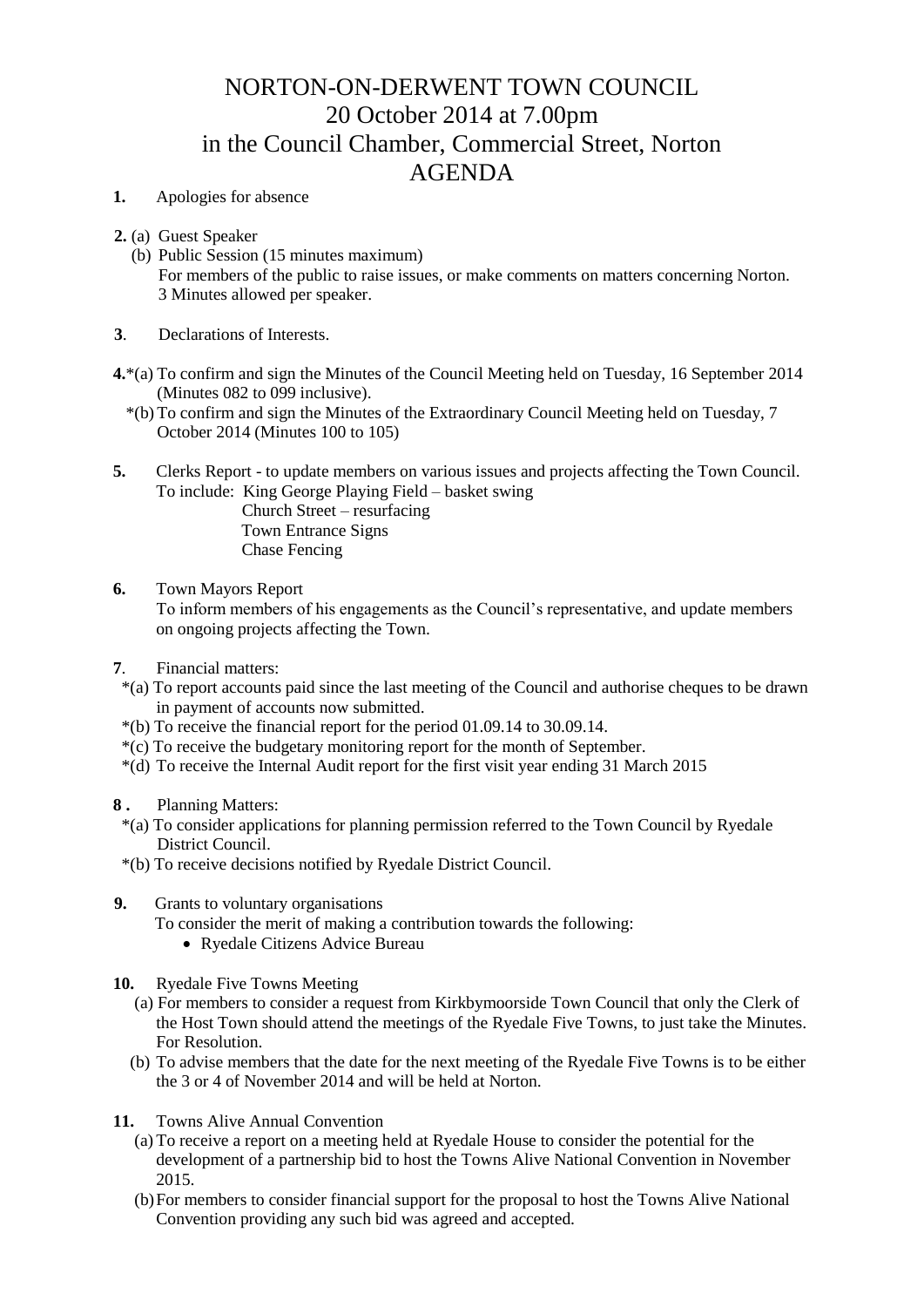# NORTON-ON-DERWENT TOWN COUNCIL
# 20 October 2014 at 7.00pm
# in the Council Chamber, Commercial Street, Norton
# AGENDA

**1.** Apologies for absence

**2.** (a) Guest Speaker
(b) Public Session (15 minutes maximum)
For members of the public to raise issues, or make comments on matters concerning Norton. 3 Minutes allowed per speaker.

**3**. Declarations of Interests.

**4.***(a) To confirm and sign the Minutes of the Council Meeting held on Tuesday, 16 September 2014 (Minutes 082 to 099 inclusive).
*(b) To confirm and sign the Minutes of the Extraordinary Council Meeting held on Tuesday, 7 October 2014 (Minutes 100 to 105)

**5.** Clerks Report - to update members on various issues and projects affecting the Town Council.
To include: King George Playing Field – basket swing
Church Street – resurfacing
Town Entrance Signs
Chase Fencing

**6.** Town Mayors Report
To inform members of his engagements as the Council's representative, and update members on ongoing projects affecting the Town.

**7**. Financial matters:
*(a) To report accounts paid since the last meeting of the Council and authorise cheques to be drawn in payment of accounts now submitted.
*(b) To receive the financial report for the period 01.09.14 to 30.09.14.
*(c) To receive the budgetary monitoring report for the month of September.
*(d) To receive the Internal Audit report for the first visit year ending 31 March 2015

**8 .** Planning Matters:
*(a) To consider applications for planning permission referred to the Town Council by Ryedale District Council.
*(b) To receive decisions notified by Ryedale District Council.

**9.** Grants to voluntary organisations
To consider the merit of making a contribution towards the following:
- Ryedale Citizens Advice Bureau

**10.** Ryedale Five Towns Meeting
(a) For members to consider a request from Kirkbymoorside Town Council that only the Clerk of the Host Town should attend the meetings of the Ryedale Five Towns, to just take the Minutes. For Resolution.
(b) To advise members that the date for the next meeting of the Ryedale Five Towns is to be either the 3 or 4 of November 2014 and will be held at Norton.

**11.** Towns Alive Annual Convention
(a) To receive a report on a meeting held at Ryedale House to consider the potential for the development of a partnership bid to host the Towns Alive National Convention in November 2015.
(b) For members to consider financial support for the proposal to host the Towns Alive National Convention providing any such bid was agreed and accepted.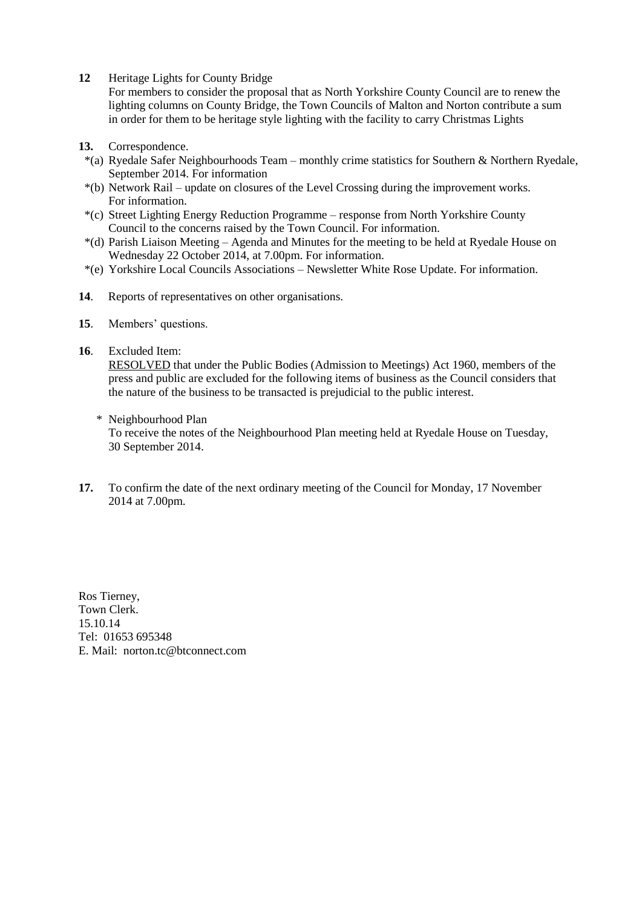**12** Heritage Lights for County Bridge

For members to consider the proposal that as North Yorkshire County Council are to renew the lighting columns on County Bridge, the Town Councils of Malton and Norton contribute a sum in order for them to be heritage style lighting with the facility to carry Christmas Lights

**13.** Correspondence.

*(a) Ryedale Safer Neighbourhoods Team – monthly crime statistics for Southern & Northern Ryedale, September 2014. For information

*(b) Network Rail – update on closures of the Level Crossing during the improvement works. For information.

*(c) Street Lighting Energy Reduction Programme – response from North Yorkshire County Council to the concerns raised by the Town Council. For information.

*(d) Parish Liaison Meeting – Agenda and Minutes for the meeting to be held at Ryedale House on Wednesday 22 October 2014, at 7.00pm. For information.

*(e) Yorkshire Local Councils Associations – Newsletter White Rose Update. For information.

**14**. Reports of representatives on other organisations.

**15**. Members' questions.

**16**. Excluded Item:

<u>RESOLVED</u> that under the Public Bodies (Admission to Meetings) Act 1960, members of the press and public are excluded for the following items of business as the Council considers that the nature of the business to be transacted is prejudicial to the public interest.

\* Neighbourhood Plan

To receive the notes of the Neighbourhood Plan meeting held at Ryedale House on Tuesday, 30 September 2014.

**17.** To confirm the date of the next ordinary meeting of the Council for Monday, 17 November 2014 at 7.00pm.

Ros Tierney,
Town Clerk.
15.10.14
Tel: 01653 695348
E. Mail: norton.tc@btconnect.com